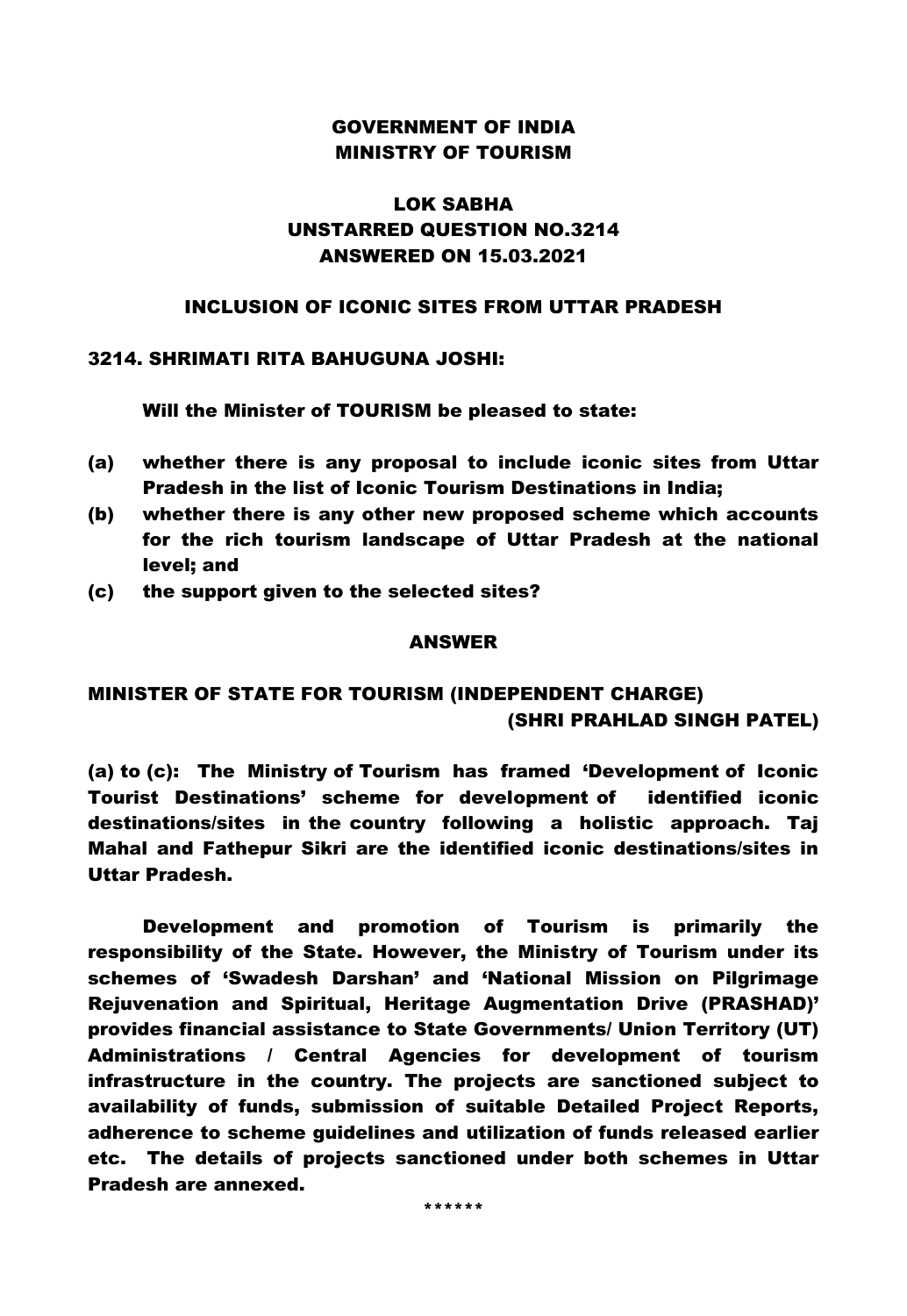**GOVERNMENT OF INDIA**
**MINISTRY OF TOURISM**

**LOK SABHA**
**UNSTARRED QUESTION NO.3214**
**ANSWERED ON 15.03.2021**

**INCLUSION OF ICONIC SITES FROM UTTAR PRADESH**

**3214. SHRIMATI RITA BAHUGUNA JOSHI:**

**Will the Minister of TOURISM be pleased to state:**

**(a) whether there is any proposal to include iconic sites from Uttar Pradesh in the list of Iconic Tourism Destinations in India;**

**(b) whether there is any other new proposed scheme which accounts for the rich tourism landscape of Uttar Pradesh at the national level; and**

**(c) the support given to the selected sites?**

**ANSWER**

**MINISTER OF STATE FOR TOURISM (INDEPENDENT CHARGE)**
**(SHRI PRAHLAD SINGH PATEL)**

**(a) to (c): The Ministry of Tourism has framed 'Development of Iconic Tourist Destinations' scheme for development of identified iconic destinations/sites in the country following a holistic approach. Taj Mahal and Fathepur Sikri are the identified iconic destinations/sites in Uttar Pradesh.**

**Development and promotion of Tourism is primarily the responsibility of the State. However, the Ministry of Tourism under its schemes of 'Swadesh Darshan' and 'National Mission on Pilgrimage Rejuvenation and Spiritual, Heritage Augmentation Drive (PRASHAD)' provides financial assistance to State Governments/ Union Territory (UT) Administrations / Central Agencies for development of tourism infrastructure in the country. The projects are sanctioned subject to availability of funds, submission of suitable Detailed Project Reports, adherence to scheme guidelines and utilization of funds released earlier etc. The details of projects sanctioned under both schemes in Uttar Pradesh are annexed.**

******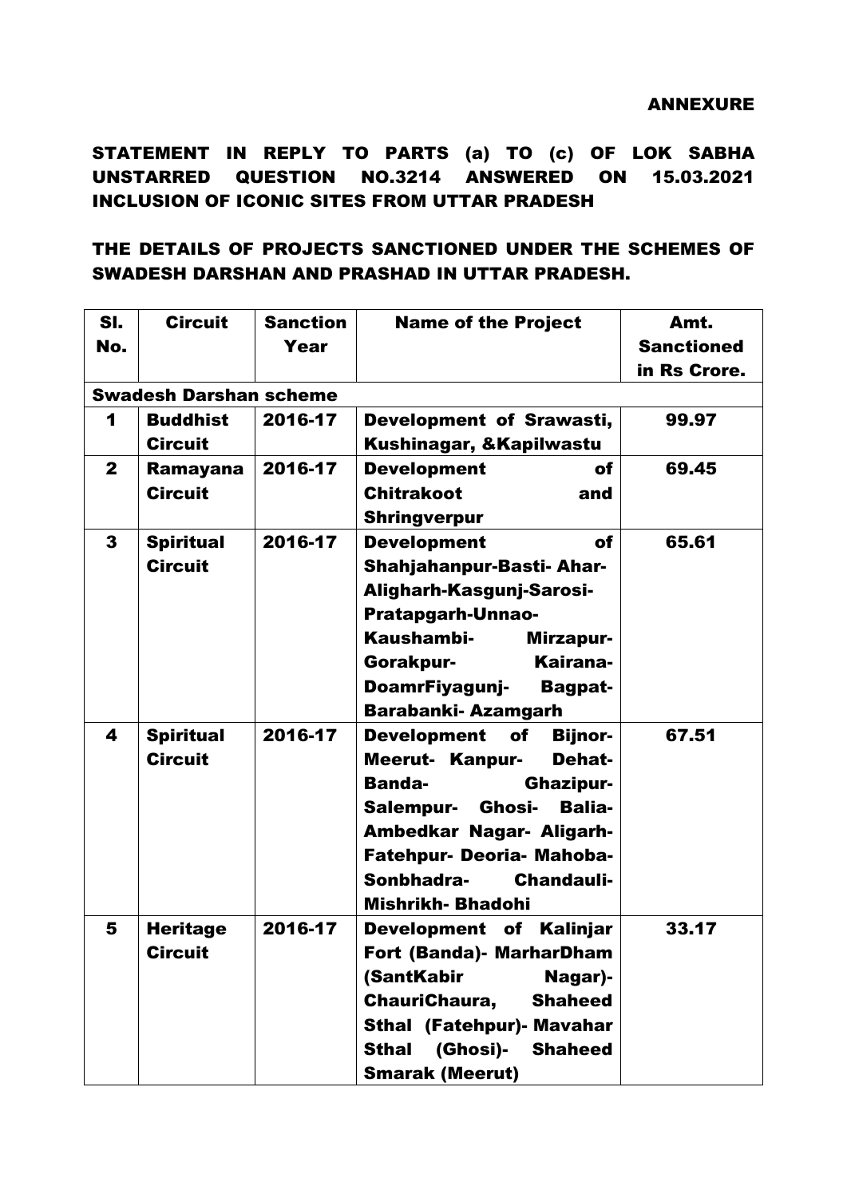**ANNEXURE**

**STATEMENT IN REPLY TO PARTS (a) TO (c) OF LOK SABHA UNSTARRED QUESTION NO.3214 ANSWERED ON 15.03.2021 INCLUSION OF ICONIC SITES FROM UTTAR PRADESH**

**THE DETAILS OF PROJECTS SANCTIONED UNDER THE SCHEMES OF SWADESH DARSHAN AND PRASHAD IN UTTAR PRADESH.**

| Sl. No. | Circuit | Sanction Year | Name of the Project | Amt. Sanctioned in Rs Crore. |
|---|---|---|---|---|
| **Swadesh Darshan scheme** | | | | |
| 1 | Buddhist Circuit | 2016-17 | Development of Srawasti, Kushinagar, &Kapilwastu | 99.97 |
| 2 | Ramayana Circuit | 2016-17 | Development of Chitrakoot and Shringverpur | 69.45 |
| 3 | Spiritual Circuit | 2016-17 | Development of Shahjahanpur-Basti- Ahar-Aligharh-Kasgunj-Sarosi-Pratapgarh-Unnao-Kaushambi- Mirzapur-Gorakpur- Kairana-DoamrFiyagunj- Bagpat-Barabanki- Azamgarh | 65.61 |
| 4 | Spiritual Circuit | 2016-17 | Development of Bijnor-Meerut- Kanpur- Dehat-Banda- Ghazipur-Salempur- Ghosi- Balia-Ambedkar Nagar- Aligarh-Fatehpur- Deoria- Mahoba-Sonbhadra- Chandauli-Mishrikh- Bhadohi | 67.51 |
| 5 | Heritage Circuit | 2016-17 | Development of Kalinjar Fort (Banda)- MarharDham (SantKabir Nagar)-ChauriChaura, Shaheed Sthal (Fatehpur)- Mavahar Sthal (Ghosi)- Shaheed Smarak (Meerut) | 33.17 |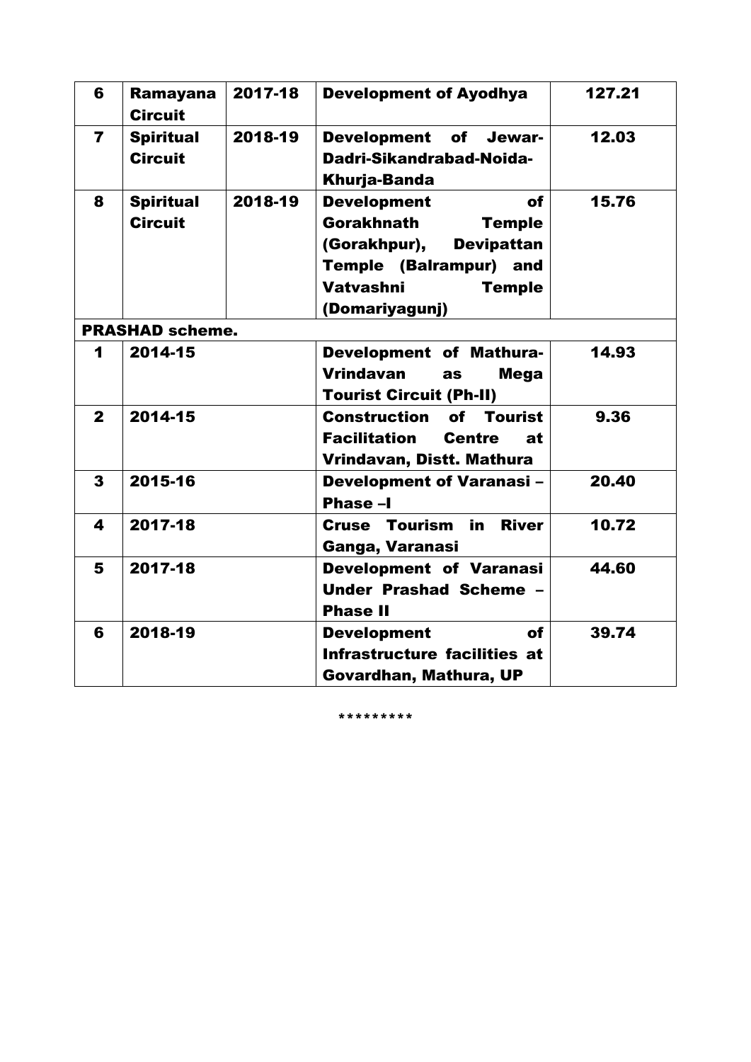| | | | | |
|---|---|---|---|---|
| **6** | **Ramayana Circuit** | **2017-18** | **Development of Ayodhya** | **127.21** |
| **7** | **Spiritual Circuit** | **2018-19** | **Development of Jewar-Dadri-Sikandrabad-Noida-Khurja-Banda** | **12.03** |
| **8** | **Spiritual Circuit** | **2018-19** | **Development of Gorakhnath Temple (Gorakhpur), Devipattan Temple (Balrampur) and Vatvashni Temple (Domariyagunj)** | **15.76** |
| **PRASHAD scheme.** | | | | |
| **1** | **2014-15** | | **Development of Mathura-Vrindavan as Mega Tourist Circuit (Ph-II)** | **14.93** |
| **2** | **2014-15** | | **Construction of Tourist Facilitation Centre at Vrindavan, Distt. Mathura** | **9.36** |
| **3** | **2015-16** | | **Development of Varanasi – Phase –I** | **20.40** |
| **4** | **2017-18** | | **Cruse Tourism in River Ganga, Varanasi** | **10.72** |
| **5** | **2017-18** | | **Development of Varanasi Under Prashad Scheme – Phase II** | **44.60** |
| **6** | **2018-19** | | **Development of Infrastructure facilities at Govardhan, Mathura, UP** | **39.74** |

*********